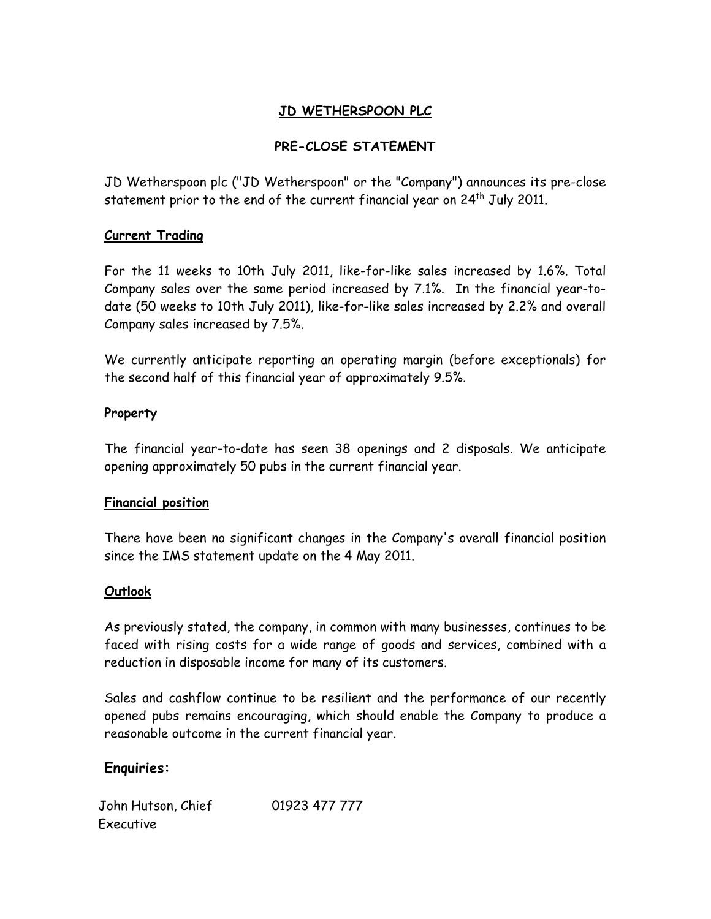# JD WETHERSPOON PLC

## PRE-CLOSE STATEMENT

JD Wetherspoon plc ("JD Wetherspoon" or the "Company") announces its pre-close statement prior to the end of the current financial year on 24th July 2011.

### Current Trading

For the 11 weeks to 10th July 2011, like-for-like sales increased by 1.6%. Total Company sales over the same period increased by 7.1%. In the financial year-to-date (50 weeks to 10th July 2011), like-for-like sales increased by 2.2% and overall Company sales increased by 7.5%.

We currently anticipate reporting an operating margin (before exceptionals) for the second half of this financial year of approximately 9.5%.

### Property

The financial year-to-date has seen 38 openings and 2 disposals. We anticipate opening approximately 50 pubs in the current financial year.

### Financial position

There have been no significant changes in the Company's overall financial position since the IMS statement update on the 4 May 2011.

### Outlook

As previously stated, the company, in common with many businesses, continues to be faced with rising costs for a wide range of goods and services, combined with a reduction in disposable income for many of its customers.

Sales and cashflow continue to be resilient and the performance of our recently opened pubs remains encouraging, which should enable the Company to produce a reasonable outcome in the current financial year.

### Enquiries:

| | |
|---|---|
| John Hutson, Chief Executive | 01923 477 777 |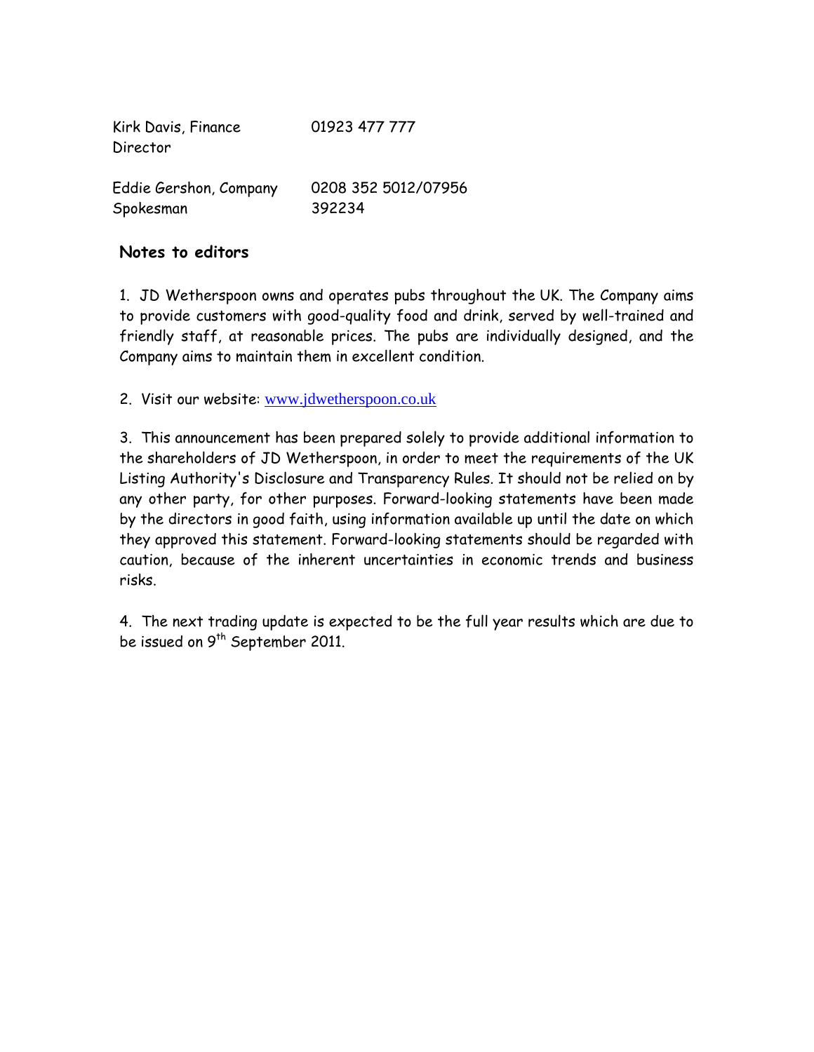| | |
|---|---|
| Kirk Davis, Finance Director | 01923 477 777 |
| Eddie Gershon, Company Spokesman | 0208 352 5012/07956 392234 |

**Notes to editors**

1. JD Wetherspoon owns and operates pubs throughout the UK. The Company aims to provide customers with good-quality food and drink, served by well-trained and friendly staff, at reasonable prices. The pubs are individually designed, and the Company aims to maintain them in excellent condition.

2. Visit our website: www.jdwetherspoon.co.uk

3. This announcement has been prepared solely to provide additional information to the shareholders of JD Wetherspoon, in order to meet the requirements of the UK Listing Authority's Disclosure and Transparency Rules. It should not be relied on by any other party, for other purposes. Forward-looking statements have been made by the directors in good faith, using information available up until the date on which they approved this statement. Forward-looking statements should be regarded with caution, because of the inherent uncertainties in economic trends and business risks.

4. The next trading update is expected to be the full year results which are due to be issued on 9th September 2011.